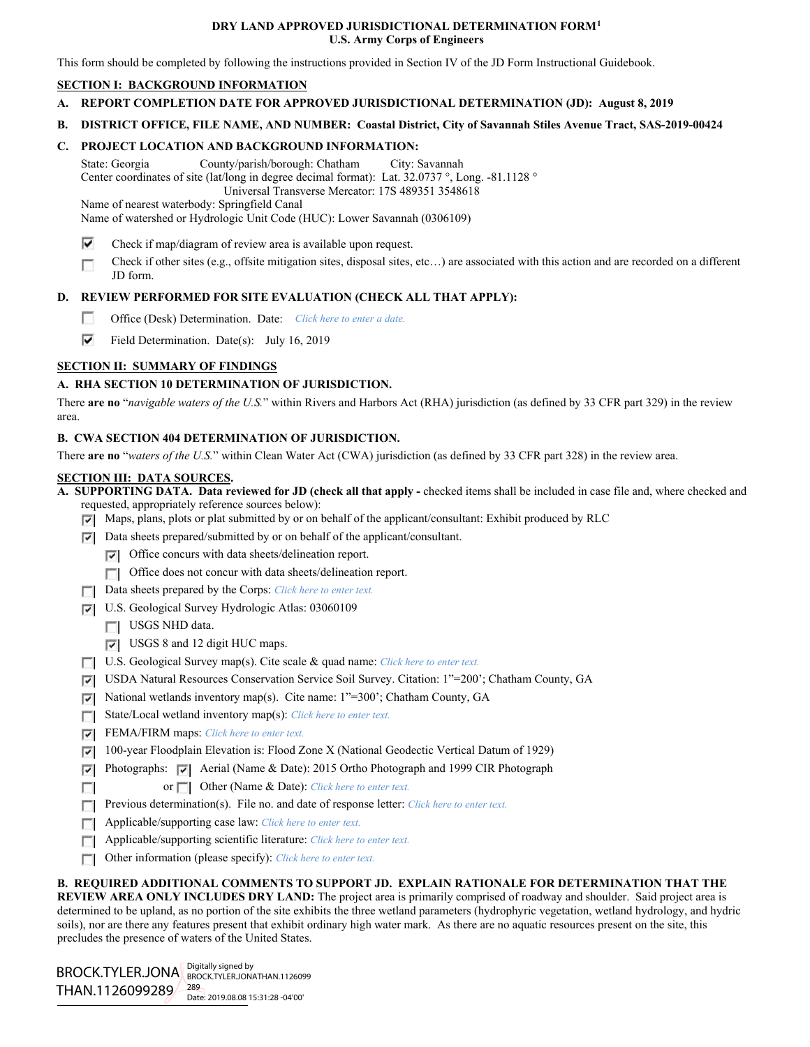# DRY LAND APPROVED JURISDICTIONAL DETERMINATION FORM[1]
## U.S. Army Corps of Engineers

This form should be completed by following the instructions provided in Section IV of the JD Form Instructional Guidebook.

## SECTION I: BACKGROUND INFORMATION

**A. REPORT COMPLETION DATE FOR APPROVED JURISDICTIONAL DETERMINATION (JD): August 8, 2019**

**B. DISTRICT OFFICE, FILE NAME, AND NUMBER: Coastal District, City of Savannah Stiles Avenue Tract, SAS-2019-00424**

**C. PROJECT LOCATION AND BACKGROUND INFORMATION:**

State: Georgia  County/parish/borough: Chatham  City: Savannah
Center coordinates of site (lat/long in degree decimal format): Lat. 32.0737 °, Long. -81.1128 °
Universal Transverse Mercator: 17S 489351 3548618
Name of nearest waterbody: Springfield Canal
Name of watershed or Hydrologic Unit Code (HUC): Lower Savannah (0306109)

- [x] Check if map/diagram of review area is available upon request.
- [ ] Check if other sites (e.g., offsite mitigation sites, disposal sites, etc…) are associated with this action and are recorded on a different JD form.

**D. REVIEW PERFORMED FOR SITE EVALUATION (CHECK ALL THAT APPLY):**

- [ ] Office (Desk) Determination. Date: *Click here to enter a date.*
- [x] Field Determination. Date(s): July 16, 2019

## SECTION II: SUMMARY OF FINDINGS

**A. RHA SECTION 10 DETERMINATION OF JURISDICTION.**

There **are no** "*navigable waters of the U.S.*" within Rivers and Harbors Act (RHA) jurisdiction (as defined by 33 CFR part 329) in the review area.

**B. CWA SECTION 404 DETERMINATION OF JURISDICTION.**

There **are no** "*waters of the U.S.*" within Clean Water Act (CWA) jurisdiction (as defined by 33 CFR part 328) in the review area.

## SECTION III: DATA SOURCES.

**A. SUPPORTING DATA. Data reviewed for JD (check all that apply -** checked items shall be included in case file and, where checked and requested, appropriately reference sources below):

- [x] Maps, plans, plots or plat submitted by or on behalf of the applicant/consultant: Exhibit produced by RLC
- [x] Data sheets prepared/submitted by or on behalf of the applicant/consultant.
  - [x] Office concurs with data sheets/delineation report.
  - [ ] Office does not concur with data sheets/delineation report.
- [ ] Data sheets prepared by the Corps: *Click here to enter text.*
- [x] U.S. Geological Survey Hydrologic Atlas: 03060109
  - [ ] USGS NHD data.
  - [x] USGS 8 and 12 digit HUC maps.
- [ ] U.S. Geological Survey map(s). Cite scale & quad name: *Click here to enter text.*
- [x] USDA Natural Resources Conservation Service Soil Survey. Citation: 1"=200'; Chatham County, GA
- [x] National wetlands inventory map(s). Cite name: 1"=300'; Chatham County, GA
- [ ] State/Local wetland inventory map(s): *Click here to enter text.*
- [x] FEMA/FIRM maps: *Click here to enter text.*
- [x] 100-year Floodplain Elevation is: Flood Zone X (National Geodectic Vertical Datum of 1929)
- [x] Photographs: [x] Aerial (Name & Date): 2015 Ortho Photograph and 1999 CIR Photograph
- [ ] or [ ] Other (Name & Date): *Click here to enter text.*
- [ ] Previous determination(s). File no. and date of response letter: *Click here to enter text.*
- [ ] Applicable/supporting case law: *Click here to enter text.*
- [ ] Applicable/supporting scientific literature: *Click here to enter text.*
- [ ] Other information (please specify): *Click here to enter text.*

**B. REQUIRED ADDITIONAL COMMENTS TO SUPPORT JD. EXPLAIN RATIONALE FOR DETERMINATION THAT THE REVIEW AREA ONLY INCLUDES DRY LAND:** The project area is primarily comprised of roadway and shoulder. Said project area is determined to be upland, as no portion of the site exhibits the three wetland parameters (hydrophyric vegetation, wetland hydrology, and hydric soils), nor are there any features present that exhibit ordinary high water mark. As there are no aquatic resources present on the site, this precludes the presence of waters of the United States.

BROCK.TYLER.JONATHAN.1126099289
Digitally signed by BROCK.TYLER.JONATHAN.1126099289
Date: 2019.08.08 15:31:28 -04'00'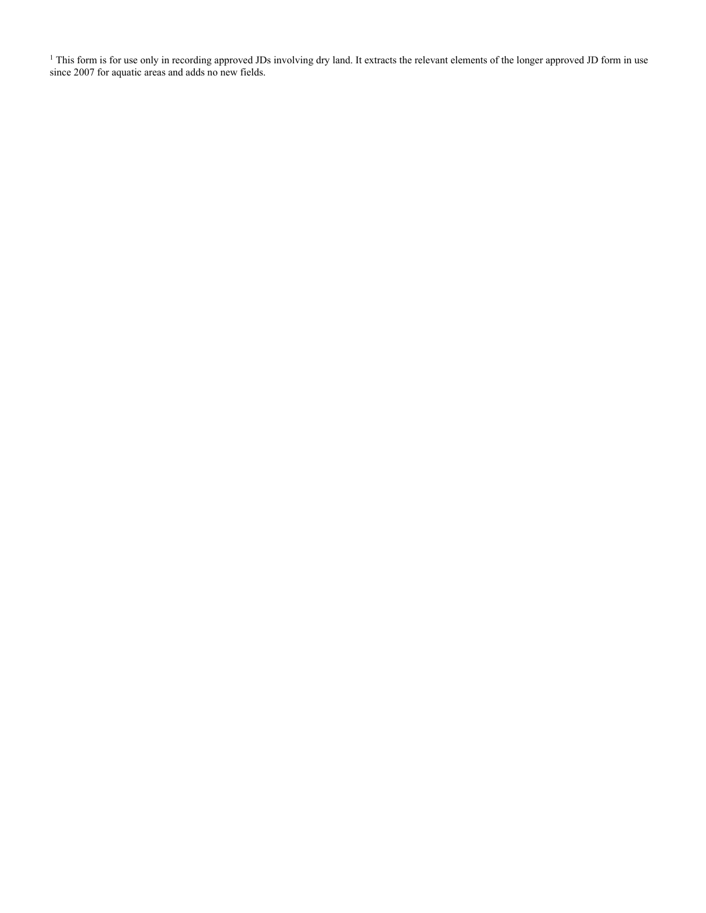[1] This form is for use only in recording approved JDs involving dry land. It extracts the relevant elements of the longer approved JD form in use since 2007 for aquatic areas and adds no new fields.